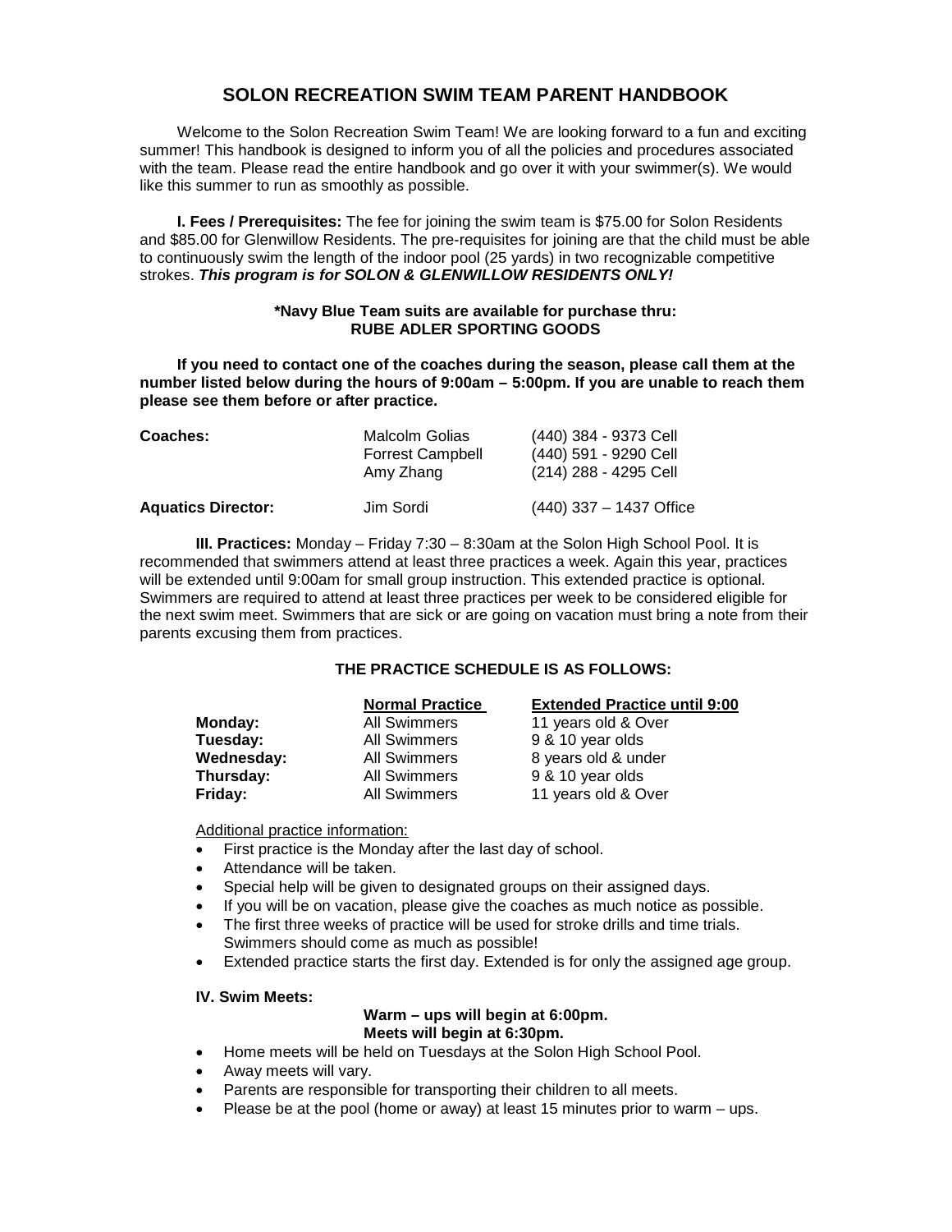# SOLON RECREATION SWIM TEAM PARENT HANDBOOK

Welcome to the Solon Recreation Swim Team! We are looking forward to a fun and exciting summer! This handbook is designed to inform you of all the policies and procedures associated with the team. Please read the entire handbook and go over it with your swimmer(s). We would like this summer to run as smoothly as possible.

**I. Fees / Prerequisites:** The fee for joining the swim team is $75.00 for Solon Residents and $85.00 for Glenwillow Residents. The pre-requisites for joining are that the child must be able to continuously swim the length of the indoor pool (25 yards) in two recognizable competitive strokes. ***This program is for SOLON & GLENWILLOW RESIDENTS ONLY!***

**\*Navy Blue Team suits are available for purchase thru:**
**RUBE ADLER SPORTING GOODS**

**If you need to contact one of the coaches during the season, please call them at the number listed below during the hours of 9:00am – 5:00pm. If you are unable to reach them please see them before or after practice.**

| | | |
|---|---|---|
| **Coaches:** | Malcolm Golias | (440) 384 - 9373 Cell |
| | Forrest Campbell | (440) 591 - 9290 Cell |
| | Amy Zhang | (214) 288 - 4295 Cell |
| **Aquatics Director:** | Jim Sordi | (440) 337 – 1437 Office |

**III. Practices:** Monday – Friday 7:30 – 8:30am at the Solon High School Pool. It is recommended that swimmers attend at least three practices a week. Again this year, practices will be extended until 9:00am for small group instruction. This extended practice is optional. Swimmers are required to attend at least three practices per week to be considered eligible for the next swim meet. Swimmers that are sick or are going on vacation must bring a note from their parents excusing them from practices.

**THE PRACTICE SCHEDULE IS AS FOLLOWS:**

| | Normal Practice | Extended Practice until 9:00 |
|---|---|---|
| **Monday:** | All Swimmers | 11 years old & Over |
| **Tuesday:** | All Swimmers | 9 & 10 year olds |
| **Wednesday:** | All Swimmers | 8 years old & under |
| **Thursday:** | All Swimmers | 9 & 10 year olds |
| **Friday:** | All Swimmers | 11 years old & Over |

Additional practice information:

- First practice is the Monday after the last day of school.
- Attendance will be taken.
- Special help will be given to designated groups on their assigned days.
- If you will be on vacation, please give the coaches as much notice as possible.
- The first three weeks of practice will be used for stroke drills and time trials. Swimmers should come as much as possible!
- Extended practice starts the first day. Extended is for only the assigned age group.

**IV. Swim Meets:**

**Warm – ups will begin at 6:00pm.**
**Meets will begin at 6:30pm.**

- Home meets will be held on Tuesdays at the Solon High School Pool.
- Away meets will vary.
- Parents are responsible for transporting their children to all meets.
- Please be at the pool (home or away) at least 15 minutes prior to warm – ups.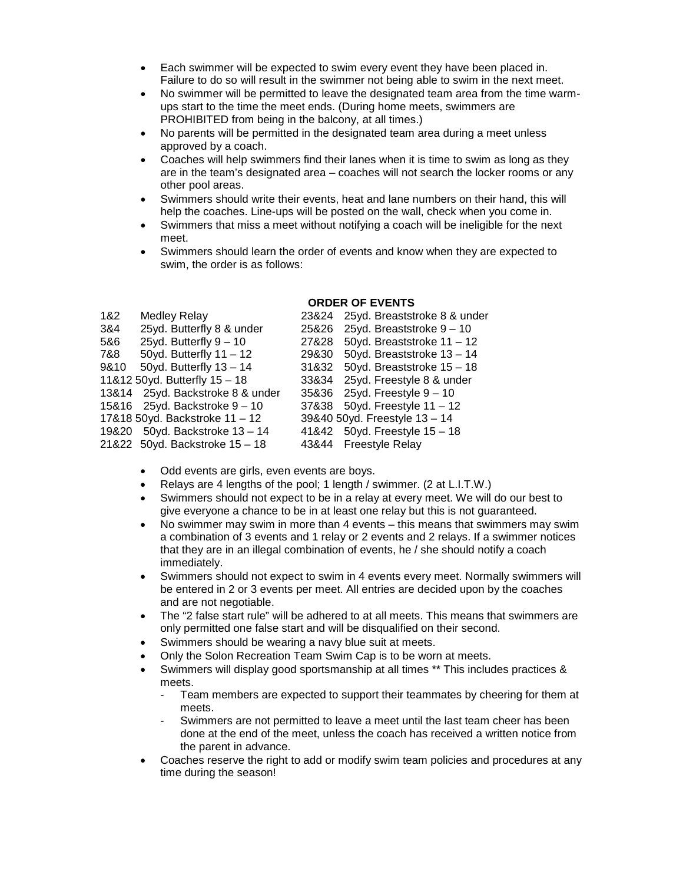- Each swimmer will be expected to swim every event they have been placed in. Failure to do so will result in the swimmer not being able to swim in the next meet.
- No swimmer will be permitted to leave the designated team area from the time warm-ups start to the time the meet ends. (During home meets, swimmers are PROHIBITED from being in the balcony, at all times.)
- No parents will be permitted in the designated team area during a meet unless approved by a coach.
- Coaches will help swimmers find their lanes when it is time to swim as long as they are in the team's designated area – coaches will not search the locker rooms or any other pool areas.
- Swimmers should write their events, heat and lane numbers on their hand, this will help the coaches. Line-ups will be posted on the wall, check when you come in.
- Swimmers that miss a meet without notifying a coach will be ineligible for the next meet.
- Swimmers should learn the order of events and know when they are expected to swim, the order is as follows:

## ORDER OF EVENTS

| Events | Event | Events | Event |
|---|---|---|---|
| 1&2 | Medley Relay | 23&24 | 25yd. Breaststroke 8 & under |
| 3&4 | 25yd. Butterfly 8 & under | 25&26 | 25yd. Breaststroke 9 – 10 |
| 5&6 | 25yd. Butterfly 9 – 10 | 27&28 | 50yd. Breaststroke 11 – 12 |
| 7&8 | 50yd. Butterfly 11 – 12 | 29&30 | 50yd. Breaststroke 13 – 14 |
| 9&10 | 50yd. Butterfly 13 – 14 | 31&32 | 50yd. Breaststroke 15 – 18 |
| 11&12 | 50yd. Butterfly 15 – 18 | 33&34 | 25yd. Freestyle 8 & under |
| 13&14 | 25yd. Backstroke 8 & under | 35&36 | 25yd. Freestyle 9 – 10 |
| 15&16 | 25yd. Backstroke 9 – 10 | 37&38 | 50yd. Freestyle 11 – 12 |
| 17&18 | 50yd. Backstroke 11 – 12 | 39&40 | 50yd. Freestyle 13 – 14 |
| 19&20 | 50yd. Backstroke 13 – 14 | 41&42 | 50yd. Freestyle 15 – 18 |
| 21&22 | 50yd. Backstroke 15 – 18 | 43&44 | Freestyle Relay |

- Odd events are girls, even events are boys.
- Relays are 4 lengths of the pool; 1 length / swimmer. (2 at L.I.T.W.)
- Swimmers should not expect to be in a relay at every meet. We will do our best to give everyone a chance to be in at least one relay but this is not guaranteed.
- No swimmer may swim in more than 4 events – this means that swimmers may swim a combination of 3 events and 1 relay or 2 events and 2 relays. If a swimmer notices that they are in an illegal combination of events, he / she should notify a coach immediately.
- Swimmers should not expect to swim in 4 events every meet. Normally swimmers will be entered in 2 or 3 events per meet. All entries are decided upon by the coaches and are not negotiable.
- The "2 false start rule" will be adhered to at all meets. This means that swimmers are only permitted one false start and will be disqualified on their second.
- Swimmers should be wearing a navy blue suit at meets.
- Only the Solon Recreation Team Swim Cap is to be worn at meets.
- Swimmers will display good sportsmanship at all times ** This includes practices & meets.
  - Team members are expected to support their teammates by cheering for them at meets.
  - Swimmers are not permitted to leave a meet until the last team cheer has been done at the end of the meet, unless the coach has received a written notice from the parent in advance.
- Coaches reserve the right to add or modify swim team policies and procedures at any time during the season!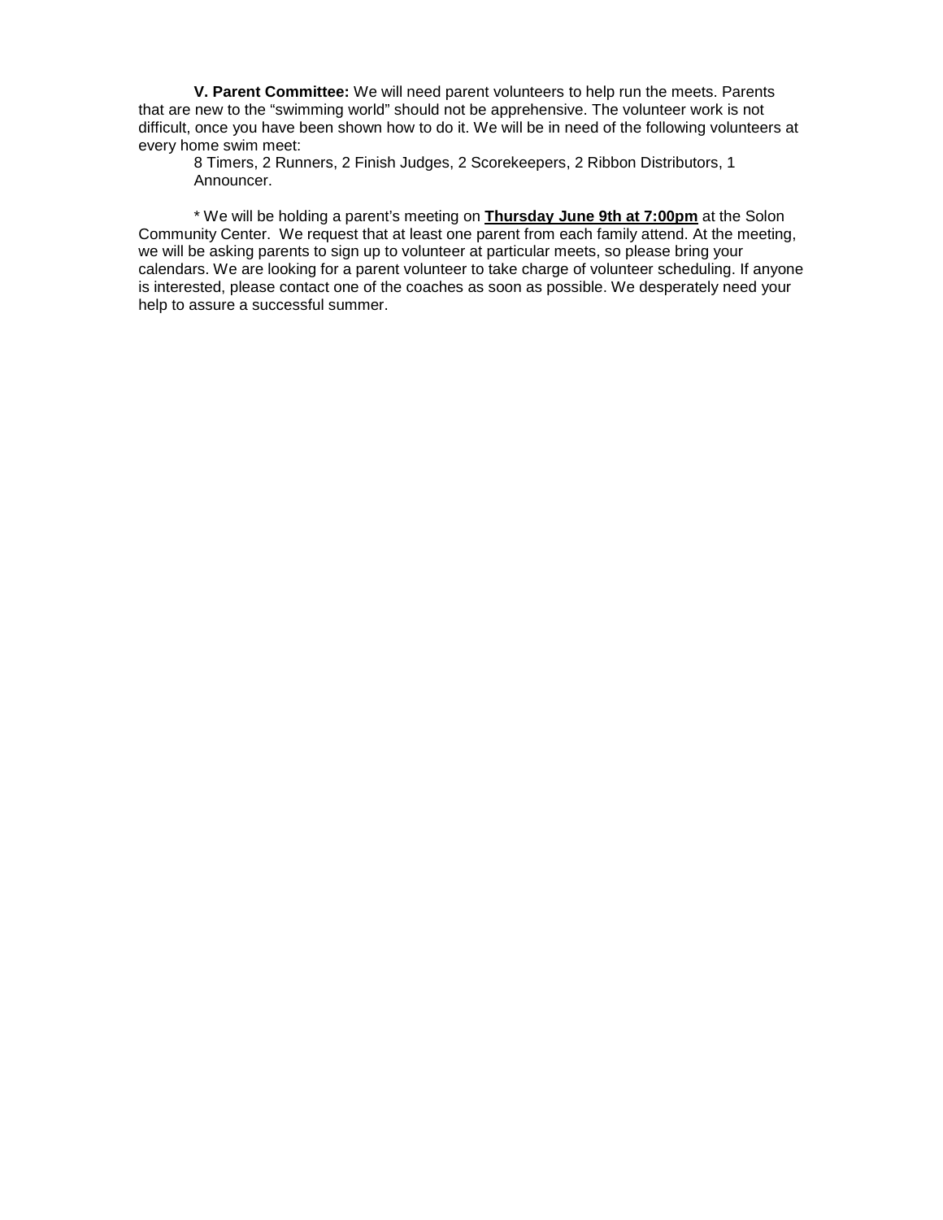**V. Parent Committee:** We will need parent volunteers to help run the meets. Parents that are new to the "swimming world" should not be apprehensive. The volunteer work is not difficult, once you have been shown how to do it. We will be in need of the following volunteers at every home swim meet:

8 Timers, 2 Runners, 2 Finish Judges, 2 Scorekeepers, 2 Ribbon Distributors, 1 Announcer.

* We will be holding a parent's meeting on **<u>Thursday June 9th at 7:00pm</u>** at the Solon Community Center. We request that at least one parent from each family attend. At the meeting, we will be asking parents to sign up to volunteer at particular meets, so please bring your calendars. We are looking for a parent volunteer to take charge of volunteer scheduling. If anyone is interested, please contact one of the coaches as soon as possible. We desperately need your help to assure a successful summer.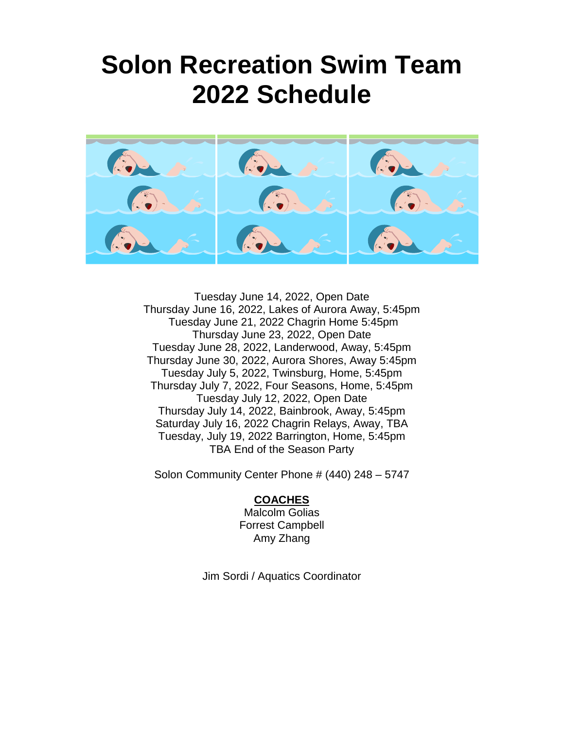# Solon Recreation Swim Team 2022 Schedule

Tuesday June 14, 2022, Open Date
Thursday June 16, 2022, Lakes of Aurora Away, 5:45pm
Tuesday June 21, 2022 Chagrin Home 5:45pm
Thursday June 23, 2022, Open Date
Tuesday June 28, 2022, Landerwood, Away, 5:45pm
Thursday June 30, 2022, Aurora Shores, Away 5:45pm
Tuesday July 5, 2022, Twinsburg, Home, 5:45pm
Thursday July 7, 2022, Four Seasons, Home, 5:45pm
Tuesday July 12, 2022, Open Date
Thursday July 14, 2022, Bainbrook, Away, 5:45pm
Saturday July 16, 2022 Chagrin Relays, Away, TBA
Tuesday, July 19, 2022 Barrington, Home, 5:45pm
TBA End of the Season Party

Solon Community Center Phone # (440) 248 – 5747

**COACHES**

Malcolm Golias
Forrest Campbell
Amy Zhang

Jim Sordi / Aquatics Coordinator